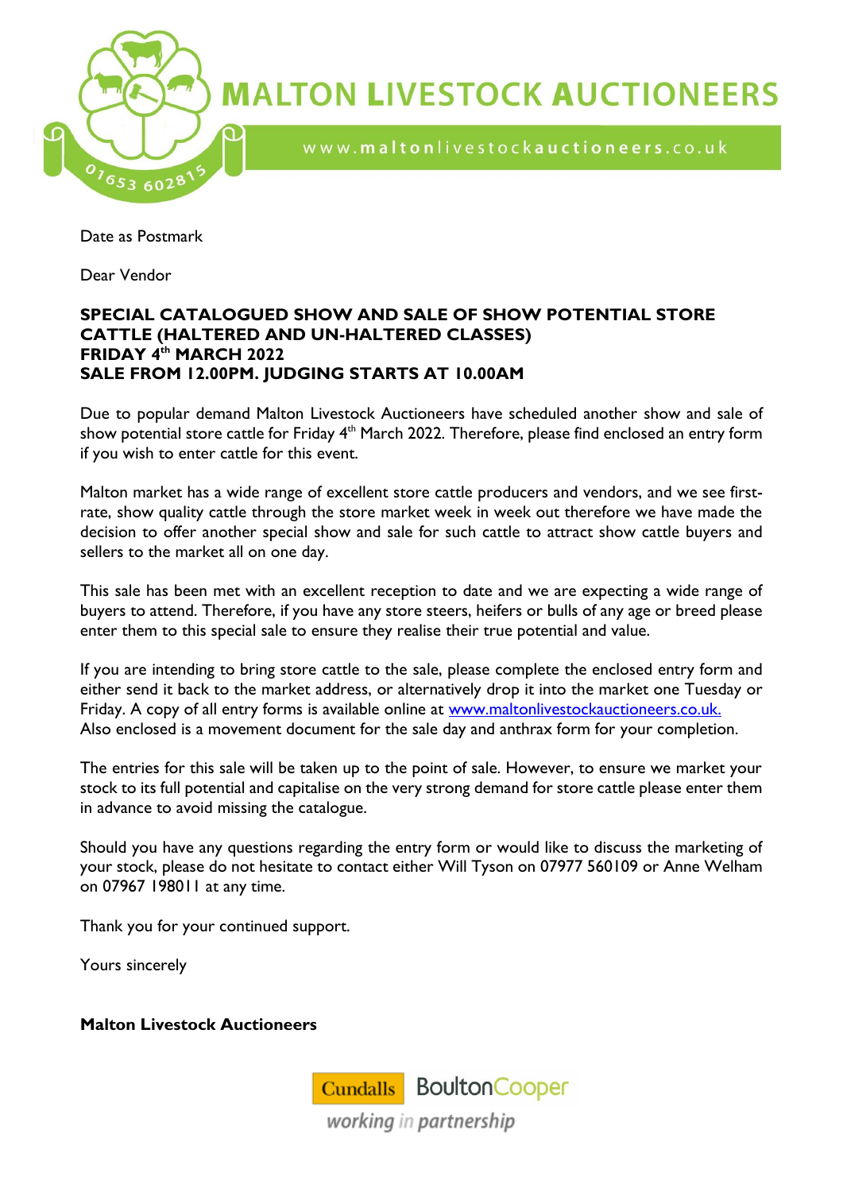# MALTON LIVESTOCK AUCTIONEERS

www.maltonlivestockauctioneers.co.uk

01653 602815

Date as Postmark

Dear Vendor

**SPECIAL CATALOGUED SHOW AND SALE OF SHOW POTENTIAL STORE CATTLE (HALTERED AND UN-HALTERED CLASSES)**
**FRIDAY 4th MARCH 2022**
**SALE FROM 12.00PM. JUDGING STARTS AT 10.00AM**

Due to popular demand Malton Livestock Auctioneers have scheduled another show and sale of show potential store cattle for Friday 4th March 2022. Therefore, please find enclosed an entry form if you wish to enter cattle for this event.

Malton market has a wide range of excellent store cattle producers and vendors, and we see first-rate, show quality cattle through the store market week in week out therefore we have made the decision to offer another special show and sale for such cattle to attract show cattle buyers and sellers to the market all on one day.

This sale has been met with an excellent reception to date and we are expecting a wide range of buyers to attend. Therefore, if you have any store steers, heifers or bulls of any age or breed please enter them to this special sale to ensure they realise their true potential and value.

If you are intending to bring store cattle to the sale, please complete the enclosed entry form and either send it back to the market address, or alternatively drop it into the market one Tuesday or Friday. A copy of all entry forms is available online at www.maltonlivestockauctioneers.co.uk. Also enclosed is a movement document for the sale day and anthrax form for your completion.

The entries for this sale will be taken up to the point of sale. However, to ensure we market your stock to its full potential and capitalise on the very strong demand for store cattle please enter them in advance to avoid missing the catalogue.

Should you have any questions regarding the entry form or would like to discuss the marketing of your stock, please do not hesitate to contact either Will Tyson on 07977 560109 or Anne Welham on 07967 198011 at any time.

Thank you for your continued support.

Yours sincerely

**Malton Livestock Auctioneers**

Cundalls BoultonCooper
*working in partnership*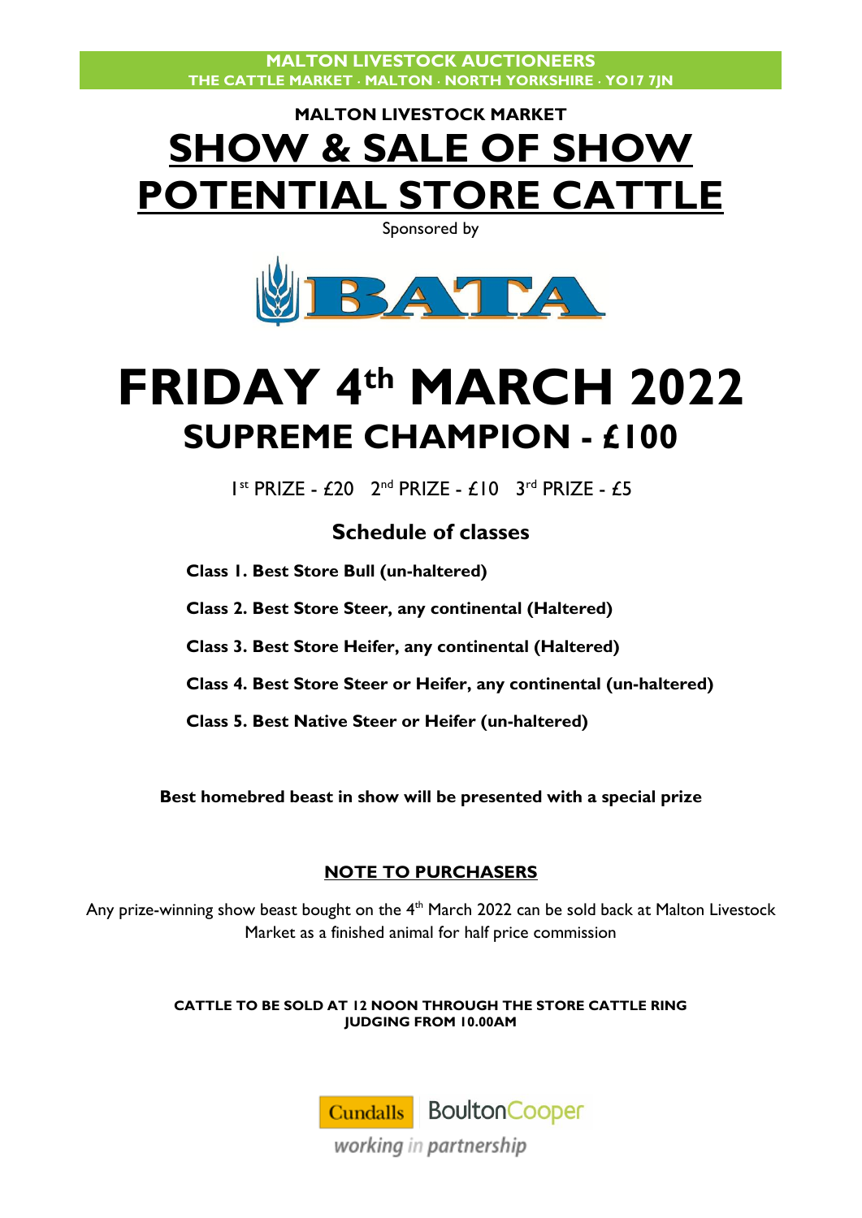**MALTON LIVESTOCK AUCTIONEERS**
**THE CATTLE MARKET · MALTON · NORTH YORKSHIRE · YO17 7JN**

### MALTON LIVESTOCK MARKET

# SHOW & SALE OF SHOW POTENTIAL STORE CATTLE

Sponsored by

BATA

# FRIDAY 4th MARCH 2022

## SUPREME CHAMPION - £100

1st PRIZE - £20 2nd PRIZE - £10 3rd PRIZE - £5

### Schedule of classes

**Class 1. Best Store Bull (un-haltered)**

**Class 2. Best Store Steer, any continental (Haltered)**

**Class 3. Best Store Heifer, any continental (Haltered)**

**Class 4. Best Store Steer or Heifer, any continental (un-haltered)**

**Class 5. Best Native Steer or Heifer (un-haltered)**

**Best homebred beast in show will be presented with a special prize**

**NOTE TO PURCHASERS**

Any prize-winning show beast bought on the 4th March 2022 can be sold back at Malton Livestock Market as a finished animal for half price commission

**CATTLE TO BE SOLD AT 12 NOON THROUGH THE STORE CATTLE RING**
**JUDGING FROM 10.00AM**

Cundalls BoultonCooper
*working in partnership*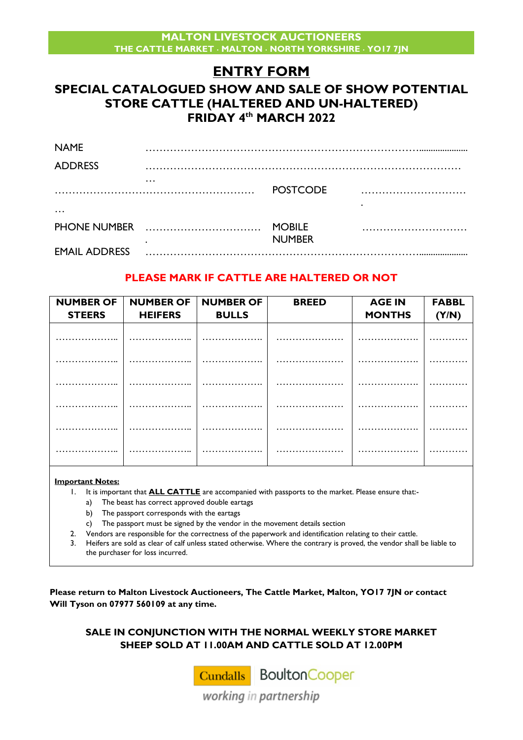**MALTON LIVESTOCK AUCTIONEERS**
**THE CATTLE MARKET · MALTON · NORTH YORKSHIRE · YO17 7JN**

# ENTRY FORM

## SPECIAL CATALOGUED SHOW AND SALE OF SHOW POTENTIAL STORE CATTLE (HALTERED AND UN-HALTERED) FRIDAY 4th MARCH 2022

NAME ………………………………………………………………………………

ADDRESS ………………………………………………………………………………
………………………………………………………… POSTCODE ……………………………

PHONE NUMBER ……………………………… MOBILE NUMBER ……………………………

EMAIL ADDRESS ………………………………………………………………………………

**PLEASE MARK IF CATTLE ARE HALTERED OR NOT**

| NUMBER OF STEERS | NUMBER OF HEIFERS | NUMBER OF BULLS | BREED | AGE IN MONTHS | FABBL (Y/N) |
|---|---|---|---|---|---|
| ……………… | ……………… | ……………… | ……………… | ……………… | ………… |
| ……………… | ……………… | ……………… | ……………… | ……………… | ………… |
| ……………… | ……………… | ……………… | ……………… | ……………… | ………… |
| ……………… | ……………… | ……………… | ……………… | ……………… | ………… |
| ……………… | ……………… | ……………… | ……………… | ……………… | ………… |
| ……………… | ……………… | ……………… | ……………… | ……………… | ………… |

**Important Notes:**

1. It is important that **ALL CATTLE** are accompanied with passports to the market. Please ensure that:-
   a) The beast has correct approved double eartags
   b) The passport corresponds with the eartags
   c) The passport must be signed by the vendor in the movement details section
2. Vendors are responsible for the correctness of the paperwork and identification relating to their cattle.
3. Heifers are sold as clear of calf unless stated otherwise. Where the contrary is proved, the vendor shall be liable to the purchaser for loss incurred.

**Please return to Malton Livestock Auctioneers, The Cattle Market, Malton, YO17 7JN or contact Will Tyson on 07977 560109 at any time.**

**SALE IN CONJUNCTION WITH THE NORMAL WEEKLY STORE MARKET**
**SHEEP SOLD AT 11.00AM AND CATTLE SOLD AT 12.00PM**

Cundalls BoultonCooper
working in partnership